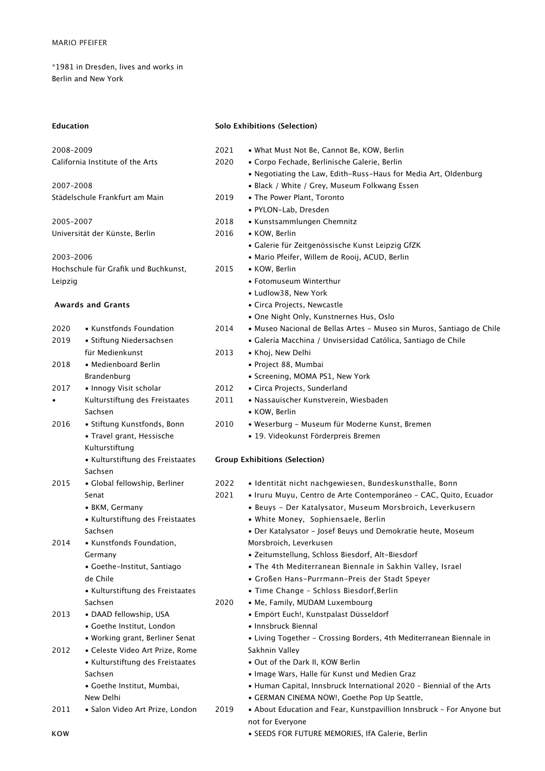MARIO PFEIFER

*1981 in Dresden, lives and works in Berlin and New York

## Education

2008–2009
California Institute of the Arts

2007–2008
Städelschule Frankfurt am Main

2005–2007
Universität der Künste, Berlin

2003–2006
Hochschule für Grafik und Buchkunst, Leipzig

## Awards and Grants

2020
- Kunstfonds Foundation

2019
- Stiftung Niedersachsen für Medienkunst

2018
- Medienboard Berlin Brandenburg

2017
- Innogy Visit scholar
- Kulturstiftung des Freistaates Sachsen

2016
- Stiftung Kunstfonds, Bonn
- Travel grant, Hessische Kulturstiftung
- Kulturstiftung des Freistaates Sachsen

2015
- Global fellowship, Berliner Senat
- BKM, Germany
- Kulturstiftung des Freistaates Sachsen

2014
- Kunstfonds Foundation, Germany
- Goethe-Institut, Santiago de Chile
- Kulturstiftung des Freistaates Sachsen

2013
- DAAD fellowship, USA
- Goethe Institut, London
- Working grant, Berliner Senat

2012
- Celeste Video Art Prize, Rome
- Kulturstiftung des Freistaates Sachsen
- Goethe Institut, Mumbai, New Delhi

2011
- Salon Video Art Prize, London

## Solo Exhibitions (Selection)

2021
- What Must Not Be, Cannot Be, KOW, Berlin

2020
- Corpo Fechade, Berlinische Galerie, Berlin
- Negotiating the Law, Edith-Russ-Haus for Media Art, Oldenburg
- Black / White / Grey, Museum Folkwang Essen

2019
- The Power Plant, Toronto
- PYLON-Lab, Dresden

2018
- Kunstsammlungen Chemnitz

2016
- KOW, Berlin
- Galerie für Zeitgenössische Kunst Leipzig GfZK
- Mario Pfeifer, Willem de Rooij, ACUD, Berlin

2015
- KOW, Berlin
- Fotomuseum Winterthur
- Ludlow38, New York
- Circa Projects, Newcastle
- One Night Only, Kunstnernes Hus, Oslo

2014
- Museo Nacional de Bellas Artes - Museo sin Muros, Santiago de Chile
- Galería Macchina / Unviversidad Católica, Santiago de Chile

2013
- Khoj, New Delhi
- Project 88, Mumbai
- Screening, MOMA PS1, New York

2012
- Circa Projects, Sunderland

2011
- Nassauischer Kunstverein, Wiesbaden
- KOW, Berlin

2010
- Weserburg - Museum für Moderne Kunst, Bremen
- 19. Videokunst Förderpreis Bremen

## Group Exhibitions (Selection)

2022
- Identität nicht nachgewiesen, Bundeskunsthalle, Bonn

2021
- Iruru Muyu, Centro de Arte Contemporáneo - CAC, Quito, Ecuador
- Beuys - Der Katalysator, Museum Morsbroich, Leverkusern
- White Money, Sophiensaele, Berlin
- Der Katalysator - Josef Beuys und Demokratie heute, Moseum Morsbroich, Leverkusen
- Zeitumstellung, Schloss Biesdorf, Alt-Biesdorf
- The 4th Mediterranean Biennale in Sakhin Valley, Israel
- Großen Hans-Purrmann-Preis der Stadt Speyer
- Time Change - Schloss Biesdorf,Berlin

2020
- Me, Family, MUDAM Luxembourg
- Empört Euch!, Kunstpalast Düsseldorf
- Innsbruck Biennal
- Living Together - Crossing Borders, 4th Mediterranean Biennale in Sakhnin Valley
- Out of the Dark II, KOW Berlin
- Image Wars, Halle für Kunst und Medien Graz
- Human Capital, Innsbruck International 2020 – Biennial of the Arts
- GERMAN CINEMA NOW!, Goethe Pop Up Seattle,

2019
- About Education and Fear, Kunstpavillion Innsbruck - For Anyone but not for Everyone
- SEEDS FOR FUTURE MEMORIES, IfA Galerie, Berlin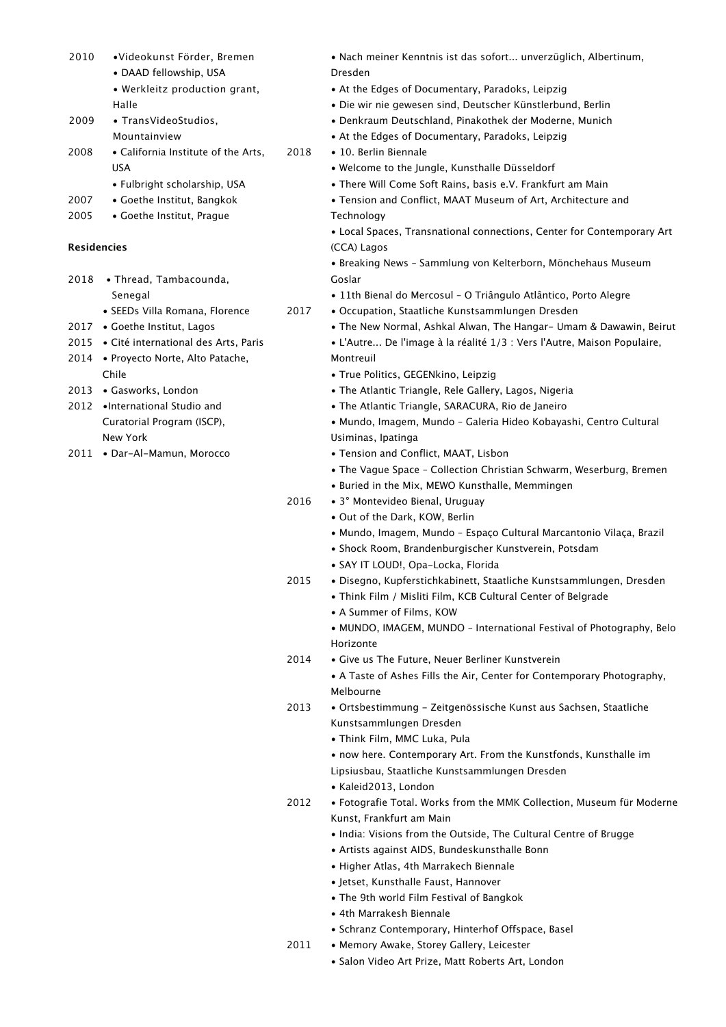2010
- Videokunst Förder, Bremen
- DAAD fellowship, USA
- Werkleitz production grant, Halle

2009
- TransVideoStudios, Mountainview

2008
- California Institute of the Arts, USA
- Fulbright scholarship, USA

2007
- Goethe Institut, Bangkok

2005
- Goethe Institut, Prague

**Residencies**

2018
- Thread, Tambacounda, Senegal
- SEEDs Villa Romana, Florence

2017
- Goethe Institut, Lagos

2015
- Cité international des Arts, Paris

2014
- Proyecto Norte, Alto Patache, Chile

2013
- Gasworks, London

2012
- International Studio and Curatorial Program (ISCP), New York

2011
- Dar-Al-Mamun, Morocco

- Nach meiner Kenntnis ist das sofort... unverzüglich, Albertinum, Dresden
- At the Edges of Documentary, Paradoks, Leipzig
- Die wir nie gewesen sind, Deutscher Künstlerbund, Berlin
- Denkraum Deutschland, Pinakothek der Moderne, Munich
- At the Edges of Documentary, Paradoks, Leipzig

2018
- 10. Berlin Biennale
- Welcome to the Jungle, Kunsthalle Düsseldorf
- There Will Come Soft Rains, basis e.V. Frankfurt am Main
- Tension and Conflict, MAAT Museum of Art, Architecture and Technology
- Local Spaces, Transnational connections, Center for Contemporary Art (CCA) Lagos
- Breaking News – Sammlung von Kelterborn, Mönchehaus Museum Goslar
- 11th Bienal do Mercosul – O Triângulo Atlântico, Porto Alegre

2017
- Occupation, Staatliche Kunstsammlungen Dresden
- The New Normal, Ashkal Alwan, The Hangar- Umam & Dawawin, Beirut
- L'Autre... De l'image à la réalité 1/3 : Vers l'Autre, Maison Populaire, Montreuil
- True Politics, GEGENkino, Leipzig
- The Atlantic Triangle, Rele Gallery, Lagos, Nigeria
- The Atlantic Triangle, SARACURA, Rio de Janeiro
- Mundo, Imagem, Mundo – Galeria Hideo Kobayashi, Centro Cultural Usiminas, Ipatinga
- Tension and Conflict, MAAT, Lisbon
- The Vague Space – Collection Christian Schwarm, Weserburg, Bremen
- Buried in the Mix, MEWO Kunsthalle, Memmingen

2016
- 3° Montevideo Bienal, Uruguay
- Out of the Dark, KOW, Berlin
- Mundo, Imagem, Mundo – Espaço Cultural Marcantonio Vilaça, Brazil
- Shock Room, Brandenburgischer Kunstverein, Potsdam
- SAY IT LOUD!, Opa-Locka, Florida

2015
- Disegno, Kupferstichkabinett, Staatliche Kunstsammlungen, Dresden
- Think Film / Misliti Film, KCB Cultural Center of Belgrade
- A Summer of Films, KOW
- MUNDO, IMAGEM, MUNDO – International Festival of Photography, Belo Horizonte

2014
- Give us The Future, Neuer Berliner Kunstverein
- A Taste of Ashes Fills the Air, Center for Contemporary Photography, Melbourne

2013
- Ortsbestimmung – Zeitgenössische Kunst aus Sachsen, Staatliche Kunstsammlungen Dresden
- Think Film, MMC Luka, Pula
- now here. Contemporary Art. From the Kunstfonds, Kunsthalle im Lipsiusbau, Staatliche Kunstsammlungen Dresden
- Kaleid2013, London

2012
- Fotografie Total. Works from the MMK Collection, Museum für Moderne Kunst, Frankfurt am Main
- India: Visions from the Outside, The Cultural Centre of Brugge
- Artists against AIDS, Bundeskunsthalle Bonn
- Higher Atlas, 4th Marrakech Biennale
- Jetset, Kunsthalle Faust, Hannover
- The 9th world Film Festival of Bangkok
- 4th Marrakesh Biennale
- Schranz Contemporary, Hinterhof Offspace, Basel

2011
- Memory Awake, Storey Gallery, Leicester
- Salon Video Art Prize, Matt Roberts Art, London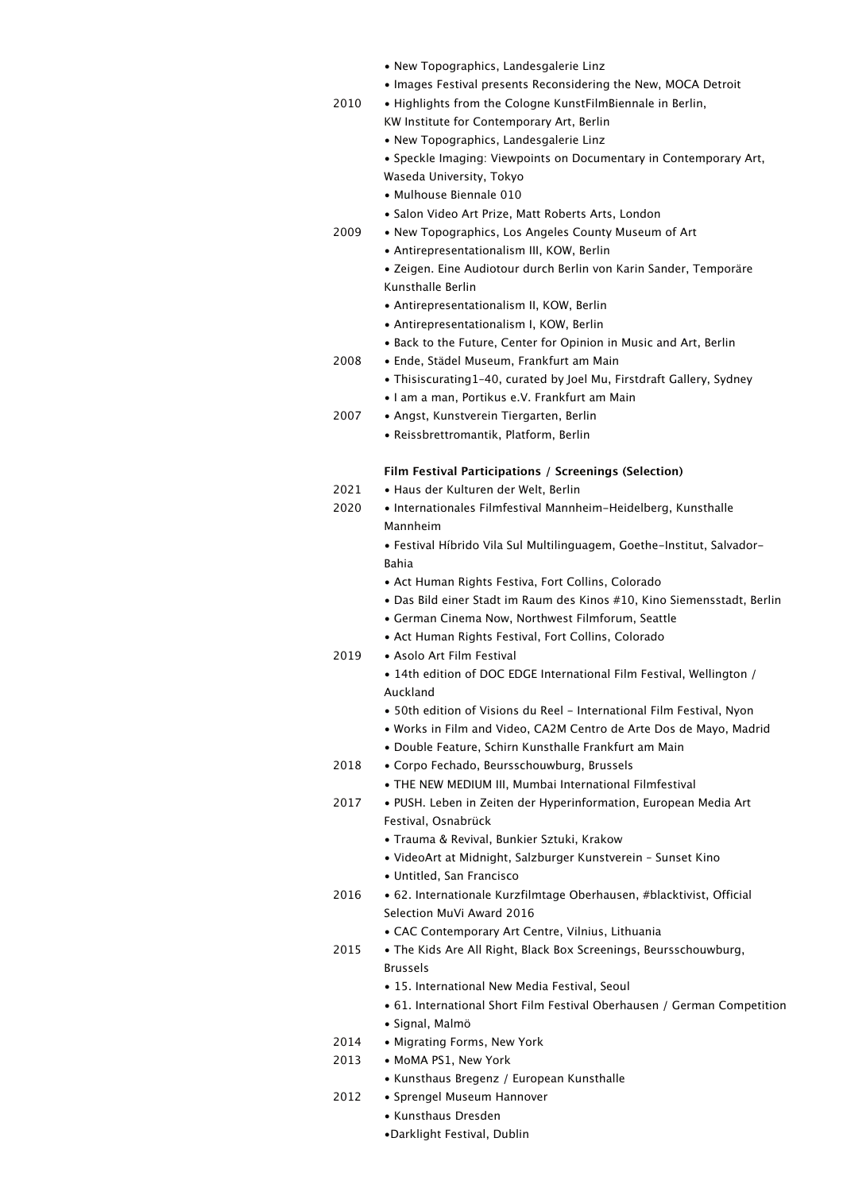- New Topographics, Landesgalerie Linz
- Images Festival presents Reconsidering the New, MOCA Detroit

2010
- Highlights from the Cologne KunstFilmBiennale in Berlin, KW Institute for Contemporary Art, Berlin
- New Topographics, Landesgalerie Linz
- Speckle Imaging: Viewpoints on Documentary in Contemporary Art, Waseda University, Tokyo
- Mulhouse Biennale 010
- Salon Video Art Prize, Matt Roberts Arts, London

2009
- New Topographics, Los Angeles County Museum of Art
- Antirepresentationalism III, KOW, Berlin
- Zeigen. Eine Audiotour durch Berlin von Karin Sander, Temporäre Kunsthalle Berlin
- Antirepresentationalism II, KOW, Berlin
- Antirepresentationalism I, KOW, Berlin
- Back to the Future, Center for Opinion in Music and Art, Berlin

2008
- Ende, Städel Museum, Frankfurt am Main
- Thisiscurating1-40, curated by Joel Mu, Firstdraft Gallery, Sydney
- I am a man, Portikus e.V. Frankfurt am Main

2007
- Angst, Kunstverein Tiergarten, Berlin
- Reissbrettromantik, Platform, Berlin

**Film Festival Participations / Screenings (Selection)**

2021
- Haus der Kulturen der Welt, Berlin

2020
- Internationales Filmfestival Mannheim-Heidelberg, Kunsthalle Mannheim
- Festival Híbrido Vila Sul Multilinguagem, Goethe-Institut, Salvador-Bahia
- Act Human Rights Festiva, Fort Collins, Colorado
- Das Bild einer Stadt im Raum des Kinos #10, Kino Siemensstadt, Berlin
- German Cinema Now, Northwest Filmforum, Seattle
- Act Human Rights Festival, Fort Collins, Colorado

2019
- Asolo Art Film Festival
- 14th edition of DOC EDGE International Film Festival, Wellington / Auckland
- 50th edition of Visions du Reel - International Film Festival, Nyon
- Works in Film and Video, CA2M Centro de Arte Dos de Mayo, Madrid
- Double Feature, Schirn Kunsthalle Frankfurt am Main

2018
- Corpo Fechado, Beursschouwburg, Brussels
- THE NEW MEDIUM III, Mumbai International Filmfestival

2017
- PUSH. Leben in Zeiten der Hyperinformation, European Media Art Festival, Osnabrück
- Trauma & Revival, Bunkier Sztuki, Krakow
- VideoArt at Midnight, Salzburger Kunstverein - Sunset Kino
- Untitled, San Francisco

2016
- 62. Internationale Kurzfilmtage Oberhausen, #blacktivist, Official Selection MuVi Award 2016
- CAC Contemporary Art Centre, Vilnius, Lithuania

2015
- The Kids Are All Right, Black Box Screenings, Beursschouwburg, Brussels
- 15. International New Media Festival, Seoul
- 61. International Short Film Festival Oberhausen / German Competition
- Signal, Malmö

2014
- Migrating Forms, New York

2013
- MoMA PS1, New York
- Kunsthaus Bregenz / European Kunsthalle

2012
- Sprengel Museum Hannover
- Kunsthaus Dresden
- Darklight Festival, Dublin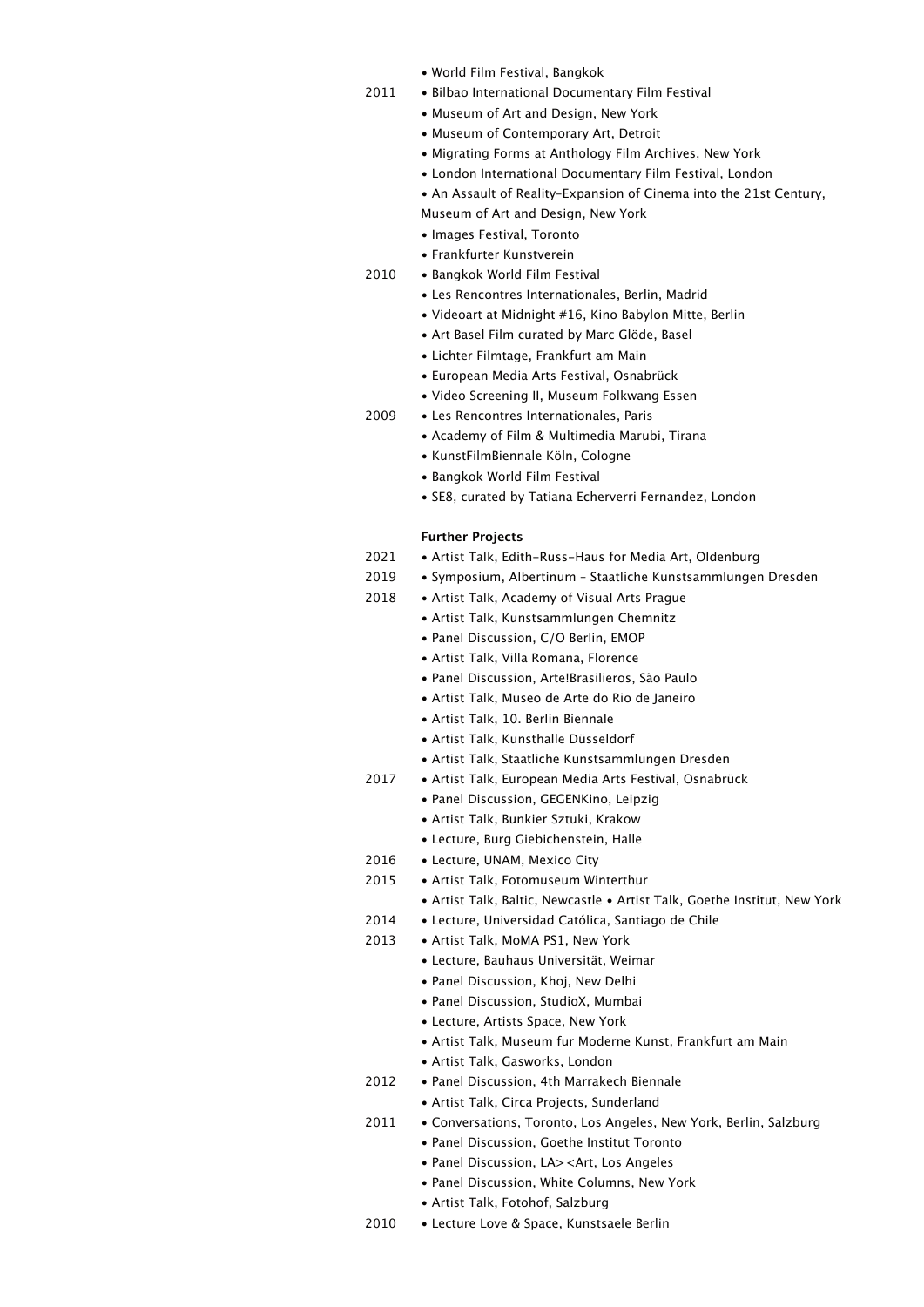- World Film Festival, Bangkok

2011
- Bilbao International Documentary Film Festival
- Museum of Art and Design, New York
- Museum of Contemporary Art, Detroit
- Migrating Forms at Anthology Film Archives, New York
- London International Documentary Film Festival, London
- An Assault of Reality–Expansion of Cinema into the 21st Century, Museum of Art and Design, New York
- Images Festival, Toronto
- Frankfurter Kunstverein

2010
- Bangkok World Film Festival
- Les Rencontres Internationales, Berlin, Madrid
- Videoart at Midnight #16, Kino Babylon Mitte, Berlin
- Art Basel Film curated by Marc Glöde, Basel
- Lichter Filmtage, Frankfurt am Main
- European Media Arts Festival, Osnabrück
- Video Screening II, Museum Folkwang Essen

2009
- Les Rencontres Internationales, Paris
- Academy of Film & Multimedia Marubi, Tirana
- KunstFilmBiennale Köln, Cologne
- Bangkok World Film Festival
- SE8, curated by Tatiana Echerverri Fernandez, London

**Further Projects**

2021
- Artist Talk, Edith-Russ-Haus for Media Art, Oldenburg

2019
- Symposium, Albertinum – Staatliche Kunstsammlungen Dresden

2018
- Artist Talk, Academy of Visual Arts Prague
- Artist Talk, Kunstsammlungen Chemnitz
- Panel Discussion, C/O Berlin, EMOP
- Artist Talk, Villa Romana, Florence
- Panel Discussion, Arte!Brasilieros, São Paulo
- Artist Talk, Museo de Arte do Rio de Janeiro
- Artist Talk, 10. Berlin Biennale
- Artist Talk, Kunsthalle Düsseldorf
- Artist Talk, Staatliche Kunstsammlungen Dresden

2017
- Artist Talk, European Media Arts Festival, Osnabrück
- Panel Discussion, GEGENKino, Leipzig
- Artist Talk, Bunkier Sztuki, Krakow
- Lecture, Burg Giebichenstein, Halle

2016
- Lecture, UNAM, Mexico City

2015
- Artist Talk, Fotomuseum Winterthur
- Artist Talk, Baltic, Newcastle • Artist Talk, Goethe Institut, New York

2014
- Lecture, Universidad Católica, Santiago de Chile

2013
- Artist Talk, MoMA PS1, New York
- Lecture, Bauhaus Universität, Weimar
- Panel Discussion, Khoj, New Delhi
- Panel Discussion, StudioX, Mumbai
- Lecture, Artists Space, New York
- Artist Talk, Museum fur Moderne Kunst, Frankfurt am Main
- Artist Talk, Gasworks, London

2012
- Panel Discussion, 4th Marrakech Biennale
- Artist Talk, Circa Projects, Sunderland

2011
- Conversations, Toronto, Los Angeles, New York, Berlin, Salzburg
- Panel Discussion, Goethe Institut Toronto
- Panel Discussion, LA><Art, Los Angeles
- Panel Discussion, White Columns, New York
- Artist Talk, Fotohof, Salzburg

2010
- Lecture Love & Space, Kunstsaele Berlin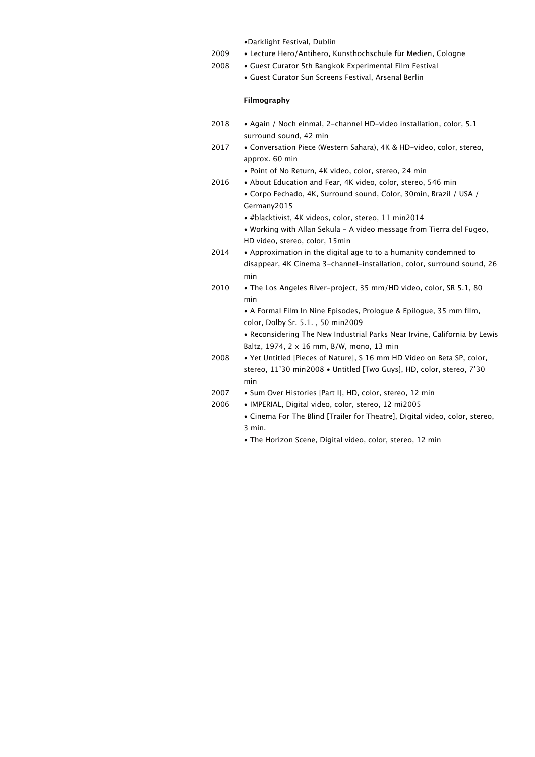- Darklight Festival, Dublin

2009 • Lecture Hero/Antihero, Kunsthochschule für Medien, Cologne

2008 • Guest Curator 5th Bangkok Experimental Film Festival
- Guest Curator Sun Screens Festival, Arsenal Berlin

**Filmography**

2018 • Again / Noch einmal, 2-channel HD-video installation, color, 5.1 surround sound, 42 min

2017 • Conversation Piece (Western Sahara), 4K & HD-video, color, stereo, approx. 60 min
- Point of No Return, 4K video, color, stereo, 24 min

2016 • About Education and Fear, 4K video, color, stereo, 546 min
- Corpo Fechado, 4K, Surround sound, Color, 30min, Brazil / USA / Germany2015
- #blacktivist, 4K videos, color, stereo, 11 min2014
- Working with Allan Sekula - A video message from Tierra del Fugeo, HD video, stereo, color, 15min

2014 • Approximation in the digital age to to a humanity condemned to disappear, 4K Cinema 3-channel-installation, color, surround sound, 26 min

2010 • The Los Angeles River-project, 35 mm/HD video, color, SR 5.1, 80 min
- A Formal Film In Nine Episodes, Prologue & Epilogue, 35 mm film, color, Dolby Sr. 5.1. , 50 min2009
- Reconsidering The New Industrial Parks Near Irvine, California by Lewis Baltz, 1974, 2 x 16 mm, B/W, mono, 13 min

2008 • Yet Untitled [Pieces of Nature], S 16 mm HD Video on Beta SP, color, stereo, 11'30 min2008 • Untitled [Two Guys], HD, color, stereo, 7'30 min

2007 • Sum Over Histories [Part I|, HD, color, stereo, 12 min

2006 • IMPERIAL, Digital video, color, stereo, 12 mi2005
- Cinema For The Blind [Trailer for Theatre], Digital video, color, stereo, 3 min.
- The Horizon Scene, Digital video, color, stereo, 12 min